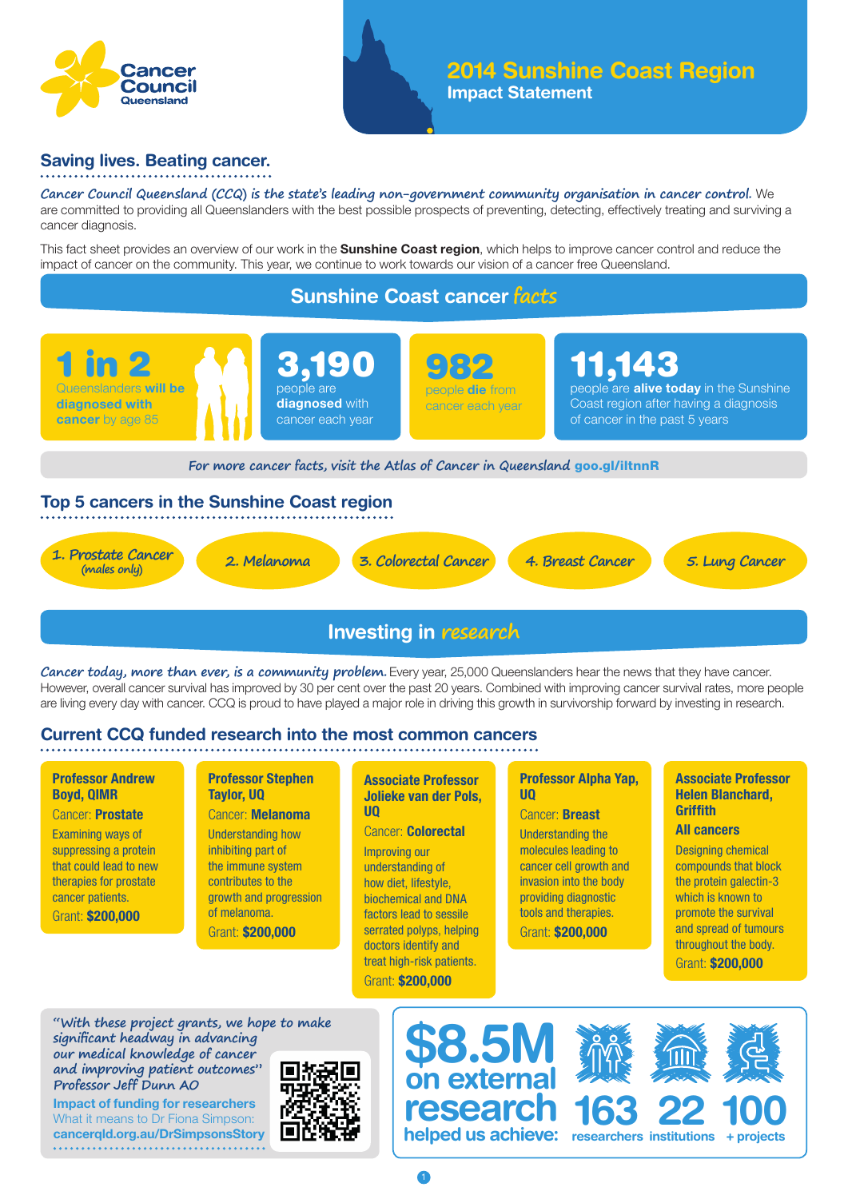Cancer Council Queensland

# 2014 Sunshine Coast Region

**Impact Statement**

## Saving lives. Beating cancer.

*Cancer Council Queensland (CCQ) is the state's leading non-government community organisation in cancer control.* We are committed to providing all Queenslanders with the best possible prospects of preventing, detecting, effectively treating and surviving a cancer diagnosis.

This fact sheet provides an overview of our work in the **Sunshine Coast region**, which helps to improve cancer control and reduce the impact of cancer on the community. This year, we continue to work towards our vision of a cancer free Queensland.

## Sunshine Coast cancer *facts*

**1 in 2** Queenslanders **will be diagnosed with cancer** by age 85

**3,190** people are **diagnosed** with cancer each year

**982** people **die** from cancer each year

**11,143** people are **alive today** in the Sunshine Coast region after having a diagnosis of cancer in the past 5 years

*For more cancer facts, visit the Atlas of Cancer in Queensland* goo.gl/iltnnR

## Top 5 cancers in the Sunshine Coast region

1. Prostate Cancer (males only)
2. Melanoma
3. Colorectal Cancer
4. Breast Cancer
5. Lung Cancer

## Investing in *research*

*Cancer today, more than ever, is a community problem.* Every year, 25,000 Queenslanders hear the news that they have cancer. However, overall cancer survival has improved by 30 per cent over the past 20 years. Combined with improving cancer survival rates, more people are living every day with cancer. CCQ is proud to have played a major role in driving this growth in survivorship forward by investing in research.

## Current CCQ funded research into the most common cancers

**Professor Andrew Boyd, QIMR**
Cancer: **Prostate**
Examining ways of suppressing a protein that could lead to new therapies for prostate cancer patients.
Grant: **$200,000**

**Professor Stephen Taylor, UQ**
Cancer: **Melanoma**
Understanding how inhibiting part of the immune system contributes to the growth and progression of melanoma.
Grant: **$200,000**

**Associate Professor Jolieke van der Pols, UQ**
Cancer: **Colorectal**
Improving our understanding of how diet, lifestyle, biochemical and DNA factors lead to sessile serrated polyps, helping doctors identify and treat high-risk patients.
Grant: **$200,000**

**Professor Alpha Yap, UQ**
Cancer: **Breast**
Understanding the molecules leading to cancer cell growth and invasion into the body providing diagnostic tools and therapies.
Grant: **$200,000**

**Associate Professor Helen Blanchard, Griffith**
**All cancers**
Designing chemical compounds that block the protein galectin-3 which is known to promote the survival and spread of tumours throughout the body.
Grant: **$200,000**

*"With these project grants, we hope to make significant headway in advancing our medical knowledge of cancer and improving patient outcomes" Professor Jeff Dunn AO*

**Impact of funding for researchers**
What it means to Dr Fiona Simpson:
**cancerqld.org.au/DrSimpsonsStory**

**$8.5M on external research helped us achieve:**

**163** researchers

**22** institutions

**100** + projects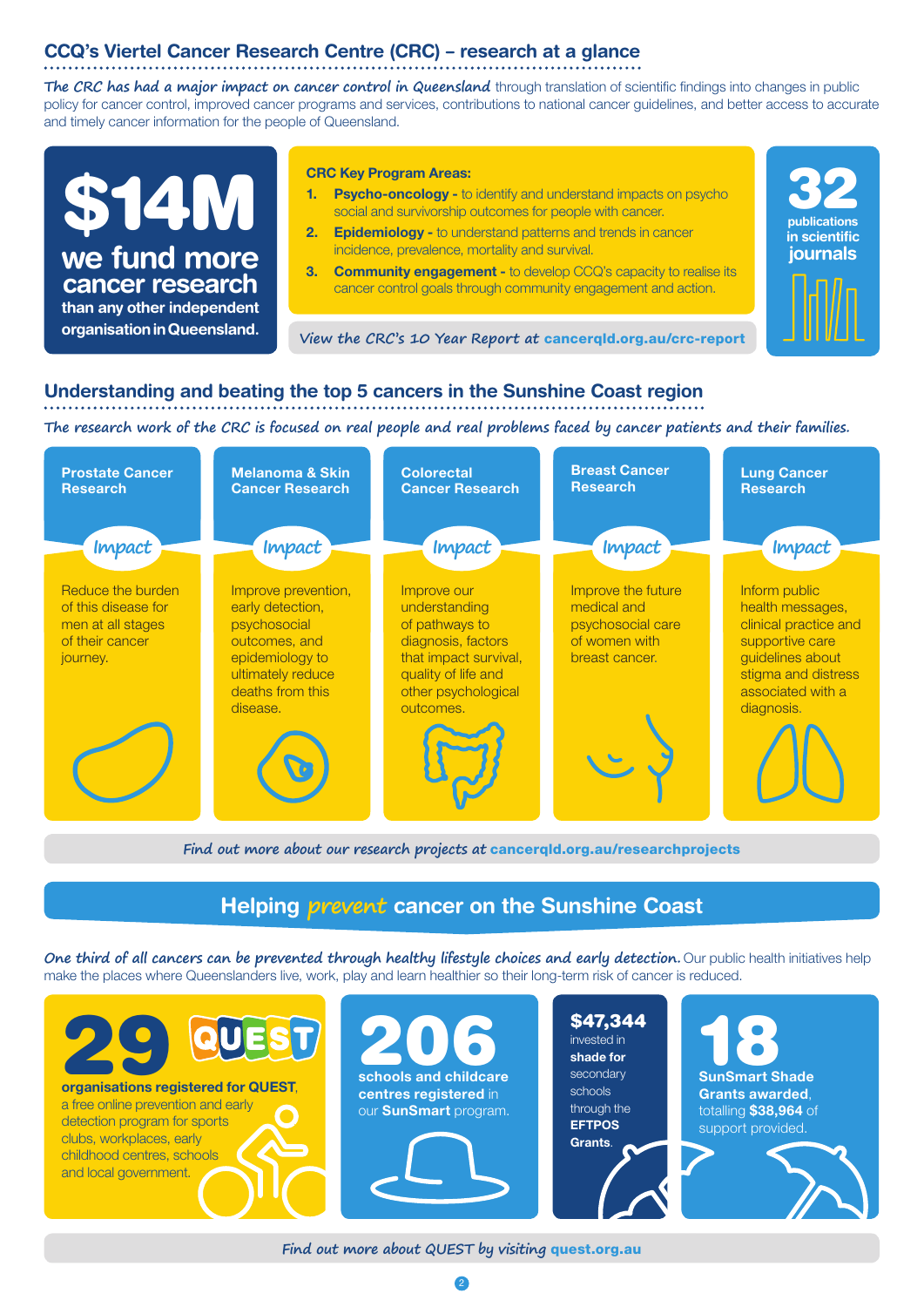## CCQ's Viertel Cancer Research Centre (CRC) – research at a glance

*The CRC has had a major impact on cancer control in Queensland* through translation of scientific findings into changes in public policy for cancer control, improved cancer programs and services, contributions to national cancer guidelines, and better access to accurate and timely cancer information for the people of Queensland.

**$14M we fund more cancer research** than any other independent organisation in Queensland.

**CRC Key Program Areas:**

1. **Psycho-oncology -** to identify and understand impacts on psycho social and survivorship outcomes for people with cancer.
2. **Epidemiology -** to understand patterns and trends in cancer incidence, prevalence, mortality and survival.
3. **Community engagement -** to develop CCQ's capacity to realise its cancer control goals through community engagement and action.

*View the CRC's 10 Year Report at* **cancerqld.org.au/crc-report**

**32** publications in scientific journals

## Understanding and beating the top 5 cancers in the Sunshine Coast region

*The research work of the CRC is focused on real people and real problems faced by cancer patients and their families.*

### Prostate Cancer Research

*Impact*

Reduce the burden of this disease for men at all stages of their cancer journey.

### Melanoma & Skin Cancer Research

*Impact*

Improve prevention, early detection, psychosocial outcomes, and epidemiology to ultimately reduce deaths from this disease.

### Colorectal Cancer Research

*Impact*

Improve our understanding of pathways to diagnosis, factors that impact survival, quality of life and other psychological outcomes.

### Breast Cancer Research

*Impact*

Improve the future medical and psychosocial care of women with breast cancer.

### Lung Cancer Research

*Impact*

Inform public health messages, clinical practice and supportive care guidelines about stigma and distress associated with a diagnosis.

*Find out more about our research projects at* **cancerqld.org.au/researchprojects**

## Helping *prevent* cancer on the Sunshine Coast

*One third of all cancers can be prevented through healthy lifestyle choices and early detection.* Our public health initiatives help make the places where Queenslanders live, work, play and learn healthier so their long-term risk of cancer is reduced.

**29** QUEST **organisations registered for QUEST**, a free online prevention and early detection program for sports clubs, workplaces, early childhood centres, schools and local government.

**206 schools and childcare centres registered** in our **SunSmart** program.

**$47,344** invested in **shade for** secondary schools through the **EFTPOS Grants**.

**18 SunSmart Shade Grants awarded**, totalling **$38,964** of support provided.

*Find out more about QUEST by visiting* **quest.org.au**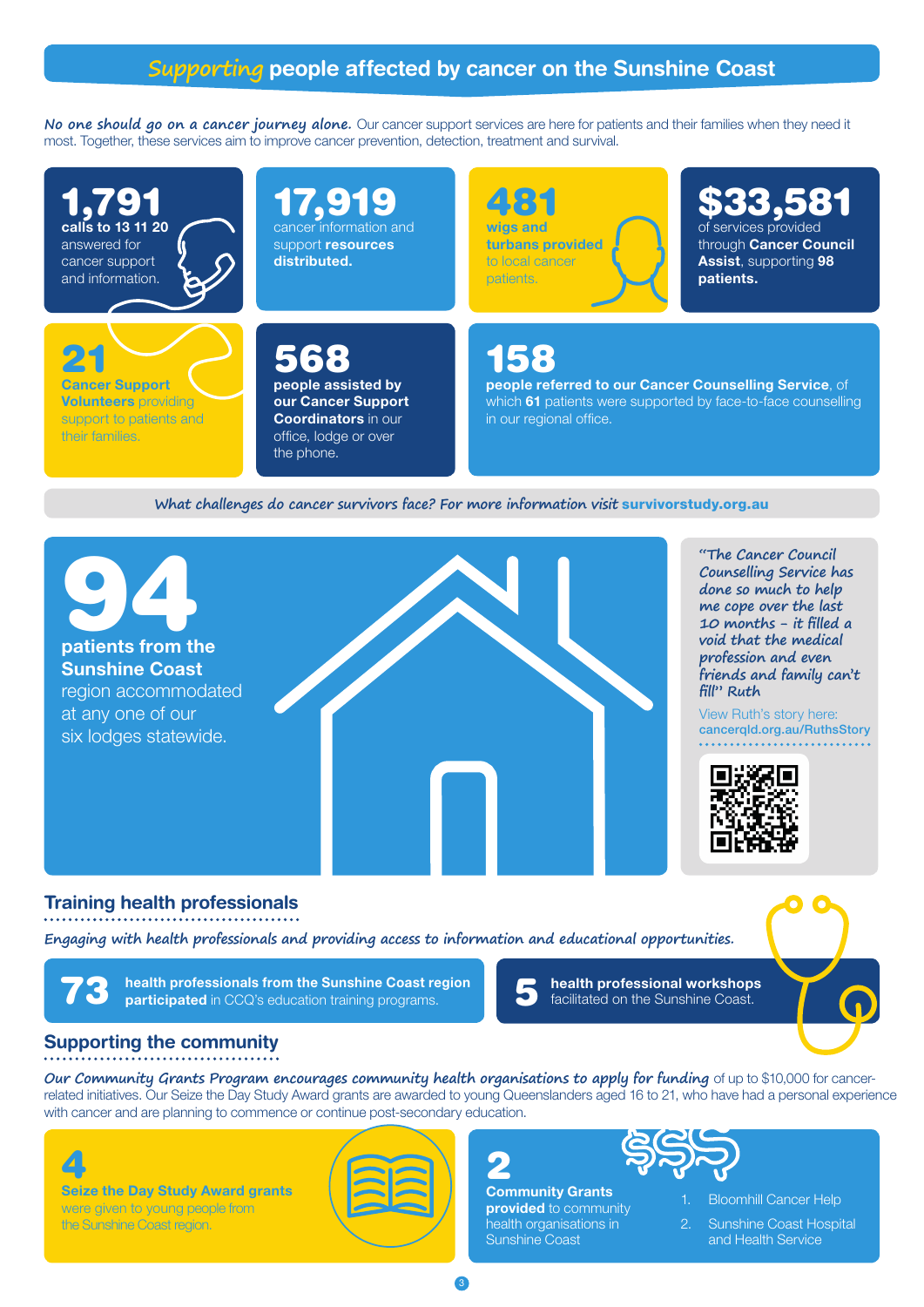# *Supporting* people affected by cancer on the Sunshine Coast

***No one should go on a cancer journey alone.*** Our cancer support services are here for patients and their families when they need it most. Together, these services aim to improve cancer prevention, detection, treatment and survival.

**1,791**
**calls to 13 11 20** answered for cancer support and information.

**17,919**
cancer information and support **resources distributed.**

**481**
**wigs and turbans provided** to local cancer patients.

**$33,581**
of services provided through **Cancer Council Assist**, supporting **98 patients.**

**21**
**Cancer Support Volunteers** providing support to patients and their families.

**568**
**people assisted by our Cancer Support Coordinators** in our office, lodge or over the phone.

**158**
**people referred to our Cancer Counselling Service**, of which **61** patients were supported by face-to-face counselling in our regional office.

*What challenges do cancer survivors face? For more information visit* **survivorstudy.org.au**

**94**
**patients from the Sunshine Coast** region accommodated at any one of our six lodges statewide.

*"The Cancer Council Counselling Service has done so much to help me cope over the last 10 months – it filled a void that the medical profession and even friends and family can't fill" Ruth*

View Ruth's story here: **cancerqld.org.au/RuthsStory**

## Training health professionals

*Engaging with health professionals and providing access to information and educational opportunities.*

**73** **health professionals from the Sunshine Coast region participated** in CCQ's education training programs.

**5** **health professional workshops** facilitated on the Sunshine Coast.

## Supporting the community

***Our Community Grants Program encourages community health organisations to apply for funding*** of up to $10,000 for cancer-related initiatives. Our Seize the Day Study Award grants are awarded to young Queenslanders aged 16 to 21, who have had a personal experience with cancer and are planning to commence or continue post-secondary education.

**4**
**Seize the Day Study Award grants** were given to young people from the Sunshine Coast region.

**2**
**Community Grants provided** to community health organisations in Sunshine Coast

1. Bloomhill Cancer Help
2. Sunshine Coast Hospital and Health Service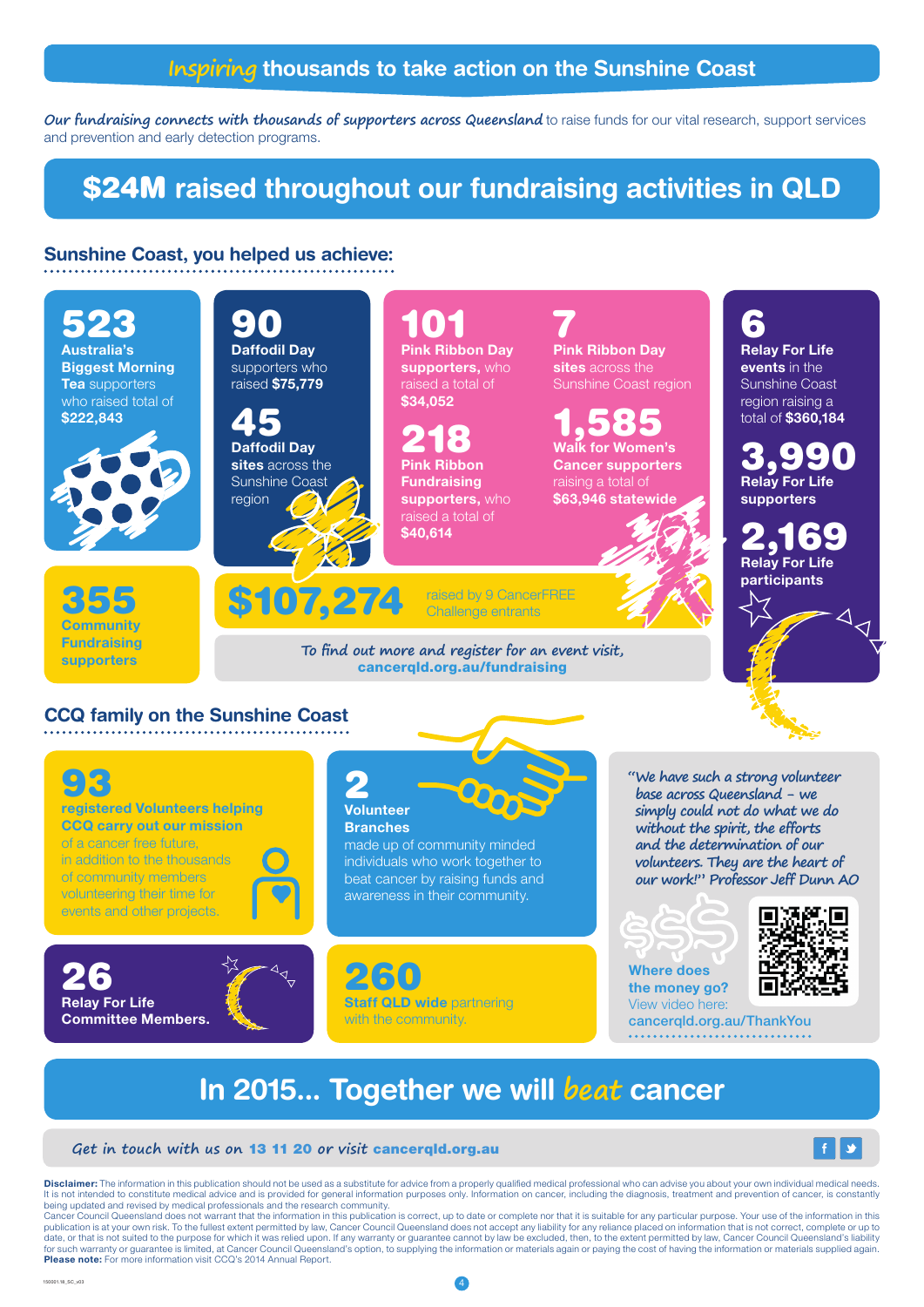# *Inspiring* thousands to take action on the Sunshine Coast

*Our fundraising connects with thousands of supporters across Queensland* to raise funds for our vital research, support services and prevention and early detection programs.

## $24M raised throughout our fundraising activities in QLD

### Sunshine Coast, you helped us achieve:

**523**
**Australia's Biggest Morning Tea** supporters who raised total of **$222,843**

**90**
**Daffodil Day** supporters who raised **$75,779**

**45**
**Daffodil Day sites** across the Sunshine Coast region

**101**
**Pink Ribbon Day supporters,** who raised a total of **$34,052**

**218**
**Pink Ribbon Fundraising supporters,** who raised a total of **$40,614**

**7**
**Pink Ribbon Day sites** across the Sunshine Coast region

**1,585**
**Walk for Women's Cancer supporters** raising a total of **$63,946 statewide**

**6**
**Relay For Life events** in the Sunshine Coast region raising a total of **$360,184**

**3,990**
**Relay For Life supporters**

**2,169**
**Relay For Life participants**

**355**
**Community Fundraising supporters**

**$107,274** raised by 9 CancerFREE Challenge entrants

*To find out more and register for an event visit,* **cancerqld.org.au/fundraising**

### CCQ family on the Sunshine Coast

**93**
**registered Volunteers helping CCQ carry out our mission** of a cancer free future, in addition to the thousands of community members volunteering their time for events and other projects.

**2**
**Volunteer Branches**
made up of community minded individuals who work together to beat cancer by raising funds and awareness in their community.

*"We have such a strong volunteer base across Queensland – we simply could not do what we do without the spirit, the efforts and the determination of our volunteers. They are the heart of our work!" Professor Jeff Dunn AO*

**26**
**Relay For Life Committee Members.**

**260**
**Staff QLD wide** partnering with the community.

**Where does the money go?**
View video here:
**cancerqld.org.au/ThankYou**

## In 2015... Together we will *beat* cancer

*Get in touch with us on* **13 11 20** *or visit* **cancerqld.org.au**

**Disclaimer:** The information in this publication should not be used as a substitute for advice from a properly qualified medical professional who can advise you about your own individual medical needs. It is not intended to constitute medical advice and is provided for general information purposes only. Information on cancer, including the diagnosis, treatment and prevention of cancer, is constantly being updated and revised by medical professionals and the research community.
Cancer Council Queensland does not warrant that the information in this publication is correct, up to date or complete nor that it is suitable for any particular purpose. Your use of the information in this publication is at your own risk. To the fullest extent permitted by law, Cancer Council Queensland does not accept any liability for any reliance placed on information that is not correct, complete or up to date, or that is not suited to the purpose for which it was relied upon. If any warranty or guarantee cannot by law be excluded, then, to the extent permitted by law, Cancer Council Queensland's liability for such warranty or guarantee is limited, at Cancer Council Queensland's option, to supplying the information or materials again or paying the cost of having the information or materials supplied again.
**Please note:** For more information visit CCQ's 2014 Annual Report.

150001.18_SC_v03